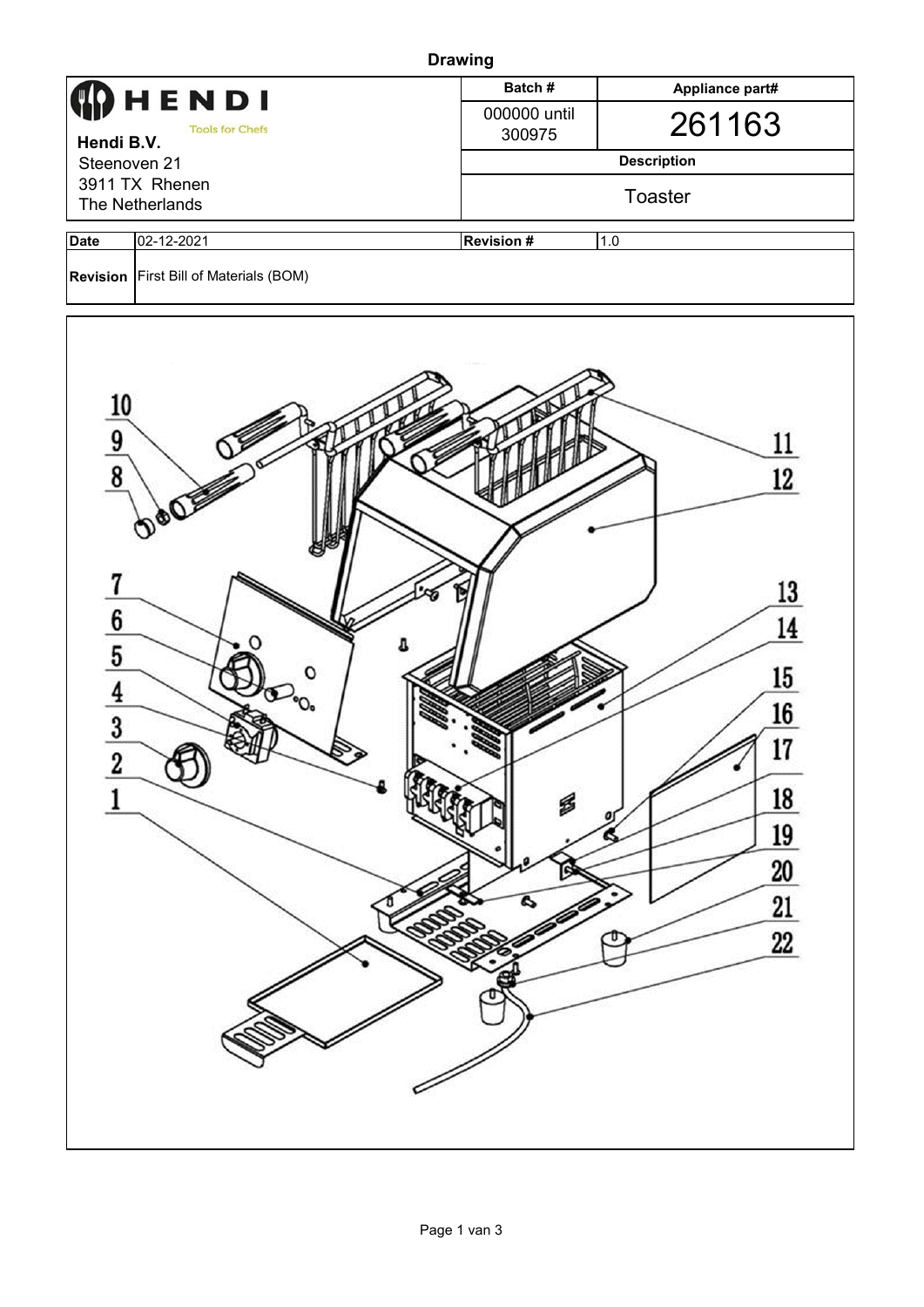# Drawing

| **HENDI** Tools for Chefs<br>**Hendi B.V.**<br>Steenoven 21<br>3911 TX Rhenen<br>The Netherlands | **Batch #** | **Appliance part#** |
|---|---|---|
| | 000000 until 300975 | 261163 |
| | **Description** | |
| | Toaster | |

| **Date** | 02-12-2021 | **Revision #** | 1.0 |
|---|---|---|---|
| **Revision** | First Bill of Materials (BOM) | | |

1
2
3
4
5
6
7
8
9
10
11
12
13
14
15
16
17
18
19
20
21
22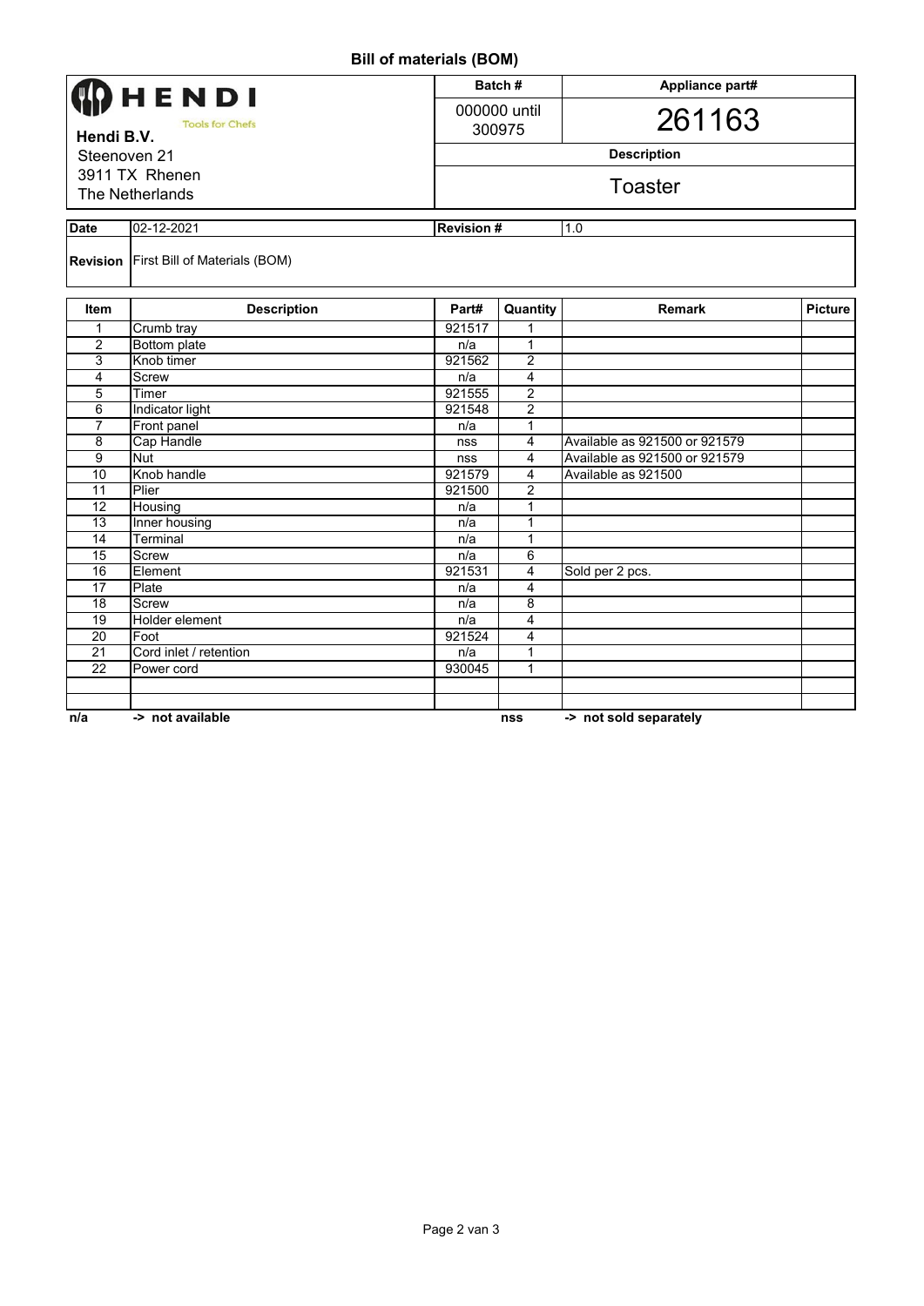# Bill of materials (BOM)

| **HENDI** Tools for Chefs | Batch # | Appliance part# |
|---|---|---|
| **Hendi B.V.** | 000000 until 300975 | 261163 |
| Steenoven 21 | **Description** | |
| 3911 TX Rhenen | Toaster | |
| The Netherlands | | |

| **Date** | 02-12-2021 | **Revision #** | 1.0 |
|---|---|---|---|
| **Revision** | First Bill of Materials (BOM) | | |

| Item | Description | Part# | Quantity | Remark | Picture |
|---|---|---|---|---|---|
| 1 | Crumb tray | 921517 | 1 | | |
| 2 | Bottom plate | n/a | 1 | | |
| 3 | Knob timer | 921562 | 2 | | |
| 4 | Screw | n/a | 4 | | |
| 5 | Timer | 921555 | 2 | | |
| 6 | Indicator light | 921548 | 2 | | |
| 7 | Front panel | n/a | 1 | | |
| 8 | Cap Handle | nss | 4 | Available as 921500 or 921579 | |
| 9 | Nut | nss | 4 | Available as 921500 or 921579 | |
| 10 | Knob handle | 921579 | 4 | Available as 921500 | |
| 11 | Plier | 921500 | 2 | | |
| 12 | Housing | n/a | 1 | | |
| 13 | Inner housing | n/a | 1 | | |
| 14 | Terminal | n/a | 1 | | |
| 15 | Screw | n/a | 6 | | |
| 16 | Element | 921531 | 4 | Sold per 2 pcs. | |
| 17 | Plate | n/a | 4 | | |
| 18 | Screw | n/a | 8 | | |
| 19 | Holder element | n/a | 4 | | |
| 20 | Foot | 921524 | 4 | | |
| 21 | Cord inlet / retention | n/a | 1 | | |
| 22 | Power cord | 930045 | 1 | | |
| | | | | | |
| | | | | | |

**n/a -> not available** **nss -> not sold separately**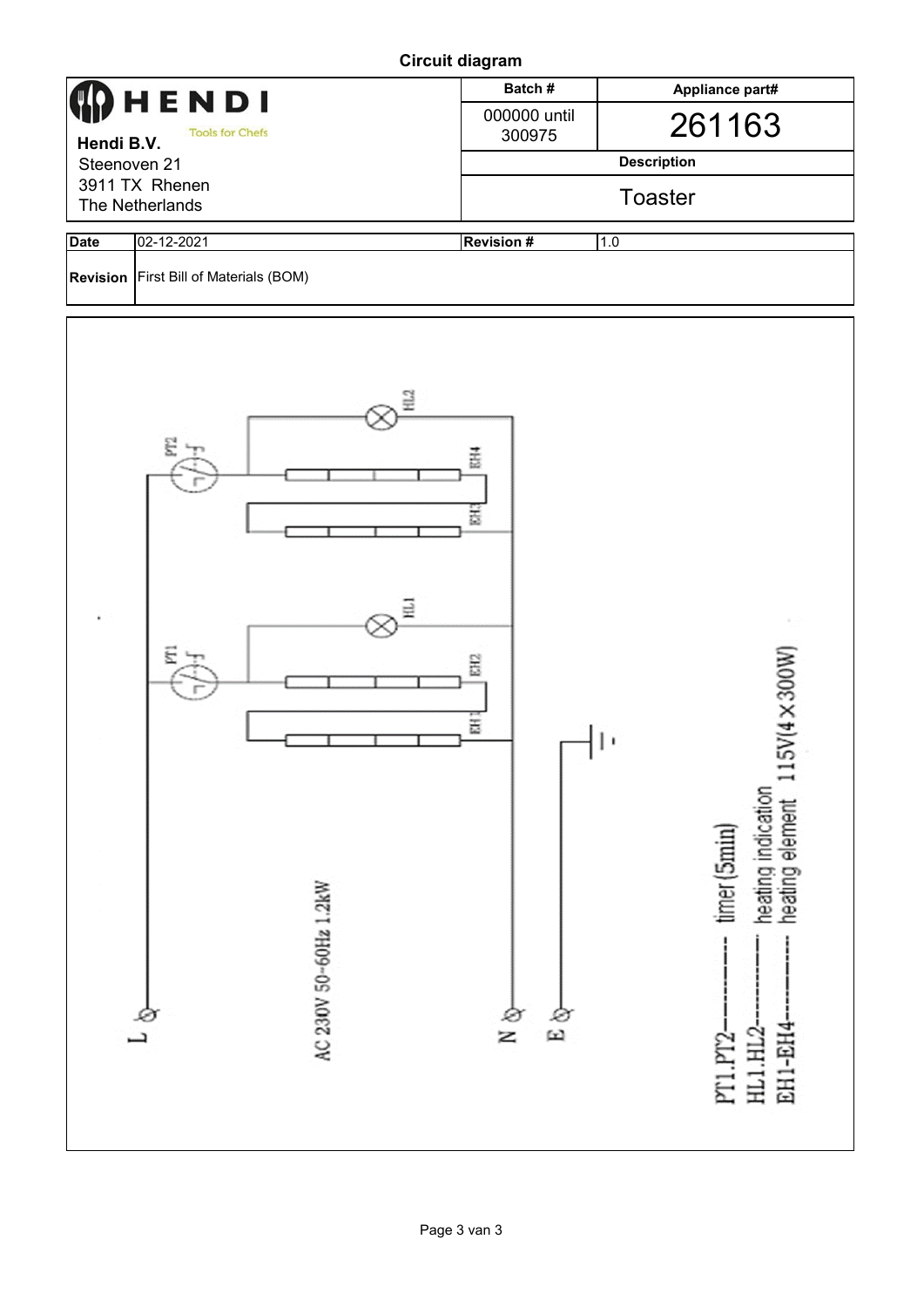# Circuit diagram

| | | |
|---|---|---|
| **HENDI** Tools for Chefs | **Batch #** | **Appliance part#** |
| **Hendi B.V.** | 000000 until 300975 | 261163 |
| Steenoven 21 | **Description** | |
| 3911 TX Rhenen<br>The Netherlands | Toaster | |

| | | | |
|---|---|---|---|
| **Date** | 02-12-2021 | **Revision #** | 1.0 |
| **Revision** | First Bill of Materials (BOM) | | |

PT2

HL2

EH4

EH3

PT1

HL1

EH2

EH1

L

AC 230V 50~60Hz 1.2kW

N

E

PT1.PT2———— timer (5min)

HL1.HL2———— heating indication

EH1-EH4———— heating element 115V(4×300W)